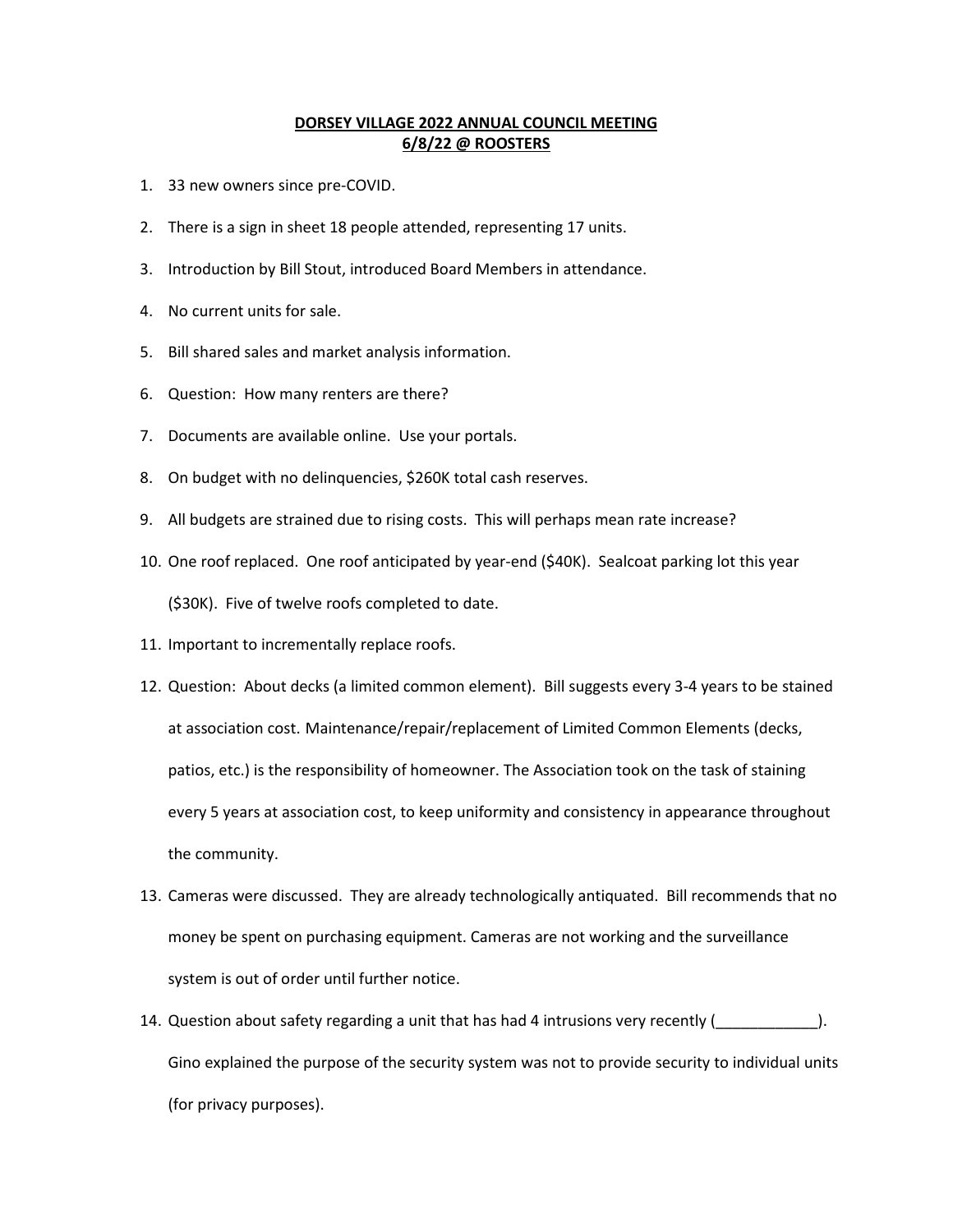**DORSEY VILLAGE 2022 ANNUAL COUNCIL MEETING**
**6/8/22 @ ROOSTERS**

1. 33 new owners since pre-COVID.
2. There is a sign in sheet 18 people attended, representing 17 units.
3. Introduction by Bill Stout, introduced Board Members in attendance.
4. No current units for sale.
5. Bill shared sales and market analysis information.
6. Question: How many renters are there?
7. Documents are available online. Use your portals.
8. On budget with no delinquencies, $260K total cash reserves.
9. All budgets are strained due to rising costs. This will perhaps mean rate increase?
10. One roof replaced. One roof anticipated by year-end ($40K). Sealcoat parking lot this year ($30K). Five of twelve roofs completed to date.
11. Important to incrementally replace roofs.
12. Question: About decks (a limited common element). Bill suggests every 3-4 years to be stained at association cost. Maintenance/repair/replacement of Limited Common Elements (decks, patios, etc.) is the responsibility of homeowner. The Association took on the task of staining every 5 years at association cost, to keep uniformity and consistency in appearance throughout the community.
13. Cameras were discussed. They are already technologically antiquated. Bill recommends that no money be spent on purchasing equipment. Cameras are not working and the surveillance system is out of order until further notice.
14. Question about safety regarding a unit that has had 4 intrusions very recently (____________). Gino explained the purpose of the security system was not to provide security to individual units (for privacy purposes).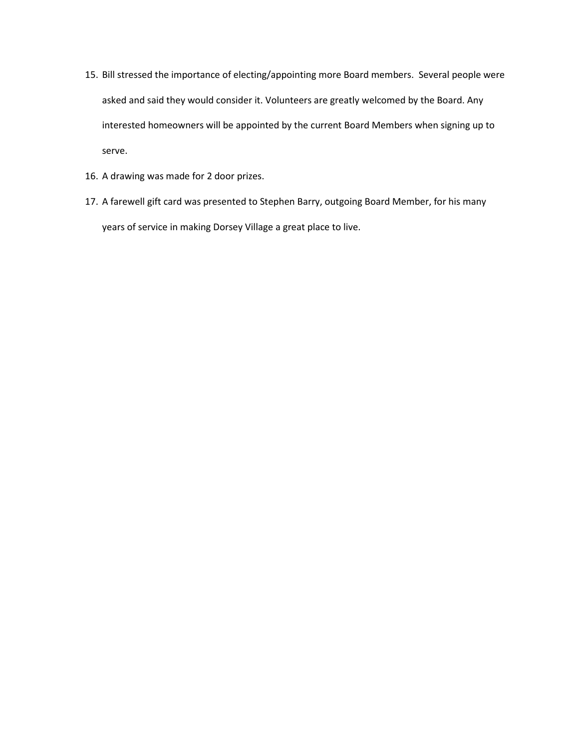15. Bill stressed the importance of electing/appointing more Board members. Several people were asked and said they would consider it. Volunteers are greatly welcomed by the Board. Any interested homeowners will be appointed by the current Board Members when signing up to serve.
16. A drawing was made for 2 door prizes.
17. A farewell gift card was presented to Stephen Barry, outgoing Board Member, for his many years of service in making Dorsey Village a great place to live.